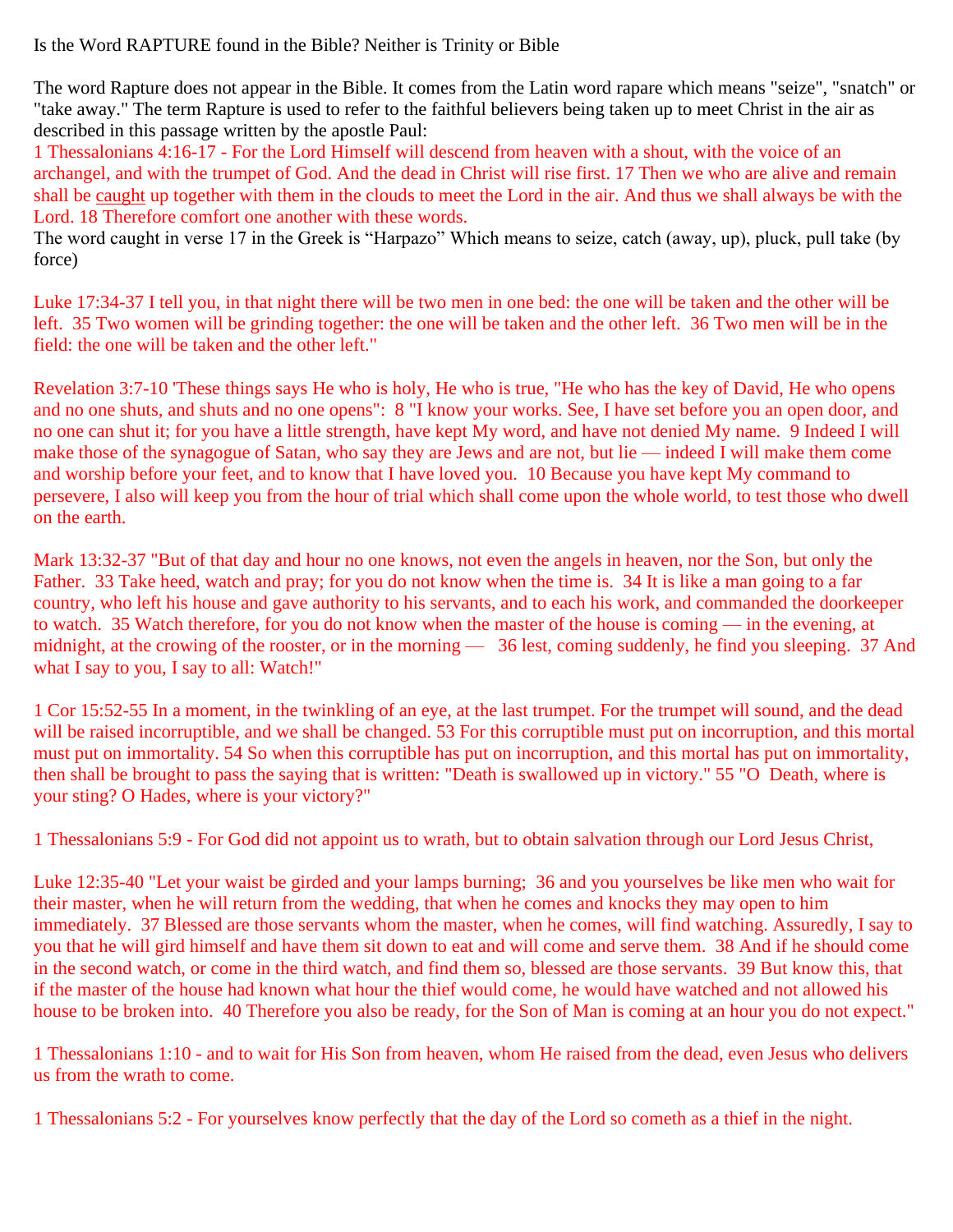Is the Word RAPTURE found in the Bible? Neither is Trinity or Bible

The word Rapture does not appear in the Bible. It comes from the Latin word rapare which means "seize", "snatch" or "take away." The term Rapture is used to refer to the faithful believers being taken up to meet Christ in the air as described in this passage written by the apostle Paul:

1 Thessalonians 4:16-17 - For the Lord Himself will descend from heaven with a shout, with the voice of an archangel, and with the trumpet of God. And the dead in Christ will rise first. 17 Then we who are alive and remain shall be <u>caught</u> up together with them in the clouds to meet the Lord in the air. And thus we shall always be with the Lord. 18 Therefore comfort one another with these words.

The word caught in verse 17 in the Greek is "Harpazo" Which means to seize, catch (away, up), pluck, pull take (by force)

Luke 17:34-37 I tell you, in that night there will be two men in one bed: the one will be taken and the other will be left. 35 Two women will be grinding together: the one will be taken and the other left. 36 Two men will be in the field: the one will be taken and the other left."

Revelation 3:7-10 'These things says He who is holy, He who is true, "He who has the key of David, He who opens and no one shuts, and shuts and no one opens": 8 "I know your works. See, I have set before you an open door, and no one can shut it; for you have a little strength, have kept My word, and have not denied My name. 9 Indeed I will make those of the synagogue of Satan, who say they are Jews and are not, but lie — indeed I will make them come and worship before your feet, and to know that I have loved you. 10 Because you have kept My command to persevere, I also will keep you from the hour of trial which shall come upon the whole world, to test those who dwell on the earth.

Mark 13:32-37 "But of that day and hour no one knows, not even the angels in heaven, nor the Son, but only the Father. 33 Take heed, watch and pray; for you do not know when the time is. 34 It is like a man going to a far country, who left his house and gave authority to his servants, and to each his work, and commanded the doorkeeper to watch. 35 Watch therefore, for you do not know when the master of the house is coming — in the evening, at midnight, at the crowing of the rooster, or in the morning — 36 lest, coming suddenly, he find you sleeping. 37 And what I say to you, I say to all: Watch!"

1 Cor 15:52-55 In a moment, in the twinkling of an eye, at the last trumpet. For the trumpet will sound, and the dead will be raised incorruptible, and we shall be changed. 53 For this corruptible must put on incorruption, and this mortal must put on immortality. 54 So when this corruptible has put on incorruption, and this mortal has put on immortality, then shall be brought to pass the saying that is written: "Death is swallowed up in victory." 55 "O Death, where is your sting? O Hades, where is your victory?"

1 Thessalonians 5:9 - For God did not appoint us to wrath, but to obtain salvation through our Lord Jesus Christ,

Luke 12:35-40 "Let your waist be girded and your lamps burning; 36 and you yourselves be like men who wait for their master, when he will return from the wedding, that when he comes and knocks they may open to him immediately. 37 Blessed are those servants whom the master, when he comes, will find watching. Assuredly, I say to you that he will gird himself and have them sit down to eat and will come and serve them. 38 And if he should come in the second watch, or come in the third watch, and find them so, blessed are those servants. 39 But know this, that if the master of the house had known what hour the thief would come, he would have watched and not allowed his house to be broken into. 40 Therefore you also be ready, for the Son of Man is coming at an hour you do not expect."

1 Thessalonians 1:10 - and to wait for His Son from heaven, whom He raised from the dead, even Jesus who delivers us from the wrath to come.

1 Thessalonians 5:2 - For yourselves know perfectly that the day of the Lord so cometh as a thief in the night.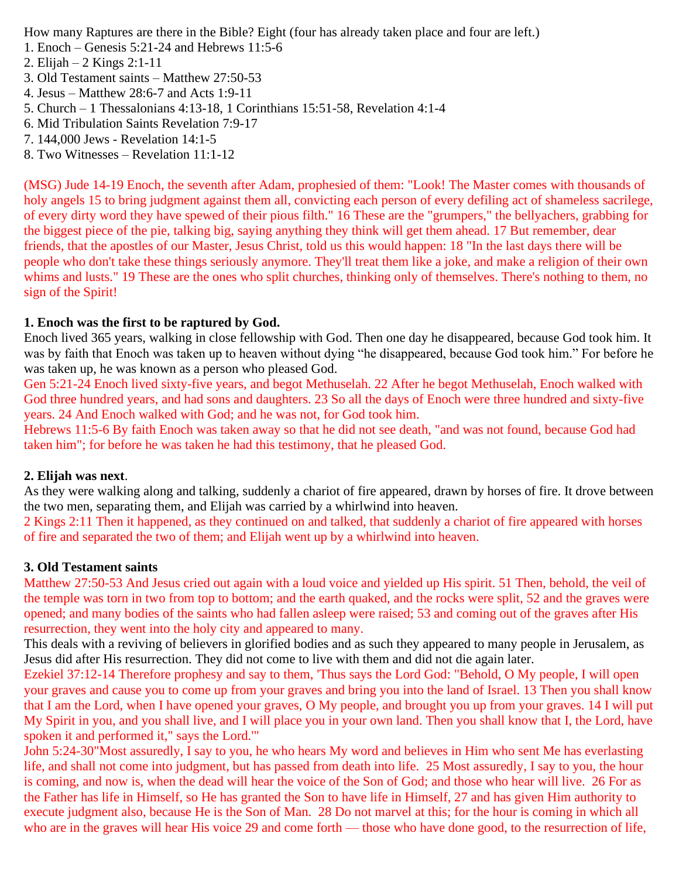How many Raptures are there in the Bible? Eight (four has already taken place and four are left.)

1. Enoch – Genesis 5:21-24 and Hebrews 11:5-6
2. Elijah – 2 Kings 2:1-11
3. Old Testament saints – Matthew 27:50-53
4. Jesus – Matthew 28:6-7 and Acts 1:9-11
5. Church – 1 Thessalonians 4:13-18, 1 Corinthians 15:51-58, Revelation 4:1-4
6. Mid Tribulation Saints Revelation 7:9-17
7. 144,000 Jews - Revelation 14:1-5
8. Two Witnesses – Revelation 11:1-12

(MSG) Jude 14-19 Enoch, the seventh after Adam, prophesied of them: "Look! The Master comes with thousands of holy angels 15 to bring judgment against them all, convicting each person of every defiling act of shameless sacrilege, of every dirty word they have spewed of their pious filth." 16 These are the "grumpers," the bellyachers, grabbing for the biggest piece of the pie, talking big, saying anything they think will get them ahead. 17 But remember, dear friends, that the apostles of our Master, Jesus Christ, told us this would happen: 18 "In the last days there will be people who don't take these things seriously anymore. They'll treat them like a joke, and make a religion of their own whims and lusts." 19 These are the ones who split churches, thinking only of themselves. There's nothing to them, no sign of the Spirit!

**1. Enoch was the first to be raptured by God.**

Enoch lived 365 years, walking in close fellowship with God. Then one day he disappeared, because God took him. It was by faith that Enoch was taken up to heaven without dying "he disappeared, because God took him." For before he was taken up, he was known as a person who pleased God.

Gen 5:21-24 Enoch lived sixty-five years, and begot Methuselah. 22 After he begot Methuselah, Enoch walked with God three hundred years, and had sons and daughters. 23 So all the days of Enoch were three hundred and sixty-five years. 24 And Enoch walked with God; and he was not, for God took him.

Hebrews 11:5-6 By faith Enoch was taken away so that he did not see death, "and was not found, because God had taken him"; for before he was taken he had this testimony, that he pleased God.

**2. Elijah was next**.

As they were walking along and talking, suddenly a chariot of fire appeared, drawn by horses of fire. It drove between the two men, separating them, and Elijah was carried by a whirlwind into heaven.

2 Kings 2:11 Then it happened, as they continued on and talked, that suddenly a chariot of fire appeared with horses of fire and separated the two of them; and Elijah went up by a whirlwind into heaven.

**3. Old Testament saints**

Matthew 27:50-53 And Jesus cried out again with a loud voice and yielded up His spirit. 51 Then, behold, the veil of the temple was torn in two from top to bottom; and the earth quaked, and the rocks were split, 52 and the graves were opened; and many bodies of the saints who had fallen asleep were raised; 53 and coming out of the graves after His resurrection, they went into the holy city and appeared to many.

This deals with a reviving of believers in glorified bodies and as such they appeared to many people in Jerusalem, as Jesus did after His resurrection. They did not come to live with them and did not die again later.

Ezekiel 37:12-14 Therefore prophesy and say to them, 'Thus says the Lord God: "Behold, O My people, I will open your graves and cause you to come up from your graves and bring you into the land of Israel. 13 Then you shall know that I am the Lord, when I have opened your graves, O My people, and brought you up from your graves. 14 I will put My Spirit in you, and you shall live, and I will place you in your own land. Then you shall know that I, the Lord, have spoken it and performed it," says the Lord.'"

John 5:24-30"Most assuredly, I say to you, he who hears My word and believes in Him who sent Me has everlasting life, and shall not come into judgment, but has passed from death into life. 25 Most assuredly, I say to you, the hour is coming, and now is, when the dead will hear the voice of the Son of God; and those who hear will live. 26 For as the Father has life in Himself, so He has granted the Son to have life in Himself, 27 and has given Him authority to execute judgment also, because He is the Son of Man. 28 Do not marvel at this; for the hour is coming in which all who are in the graves will hear His voice 29 and come forth — those who have done good, to the resurrection of life,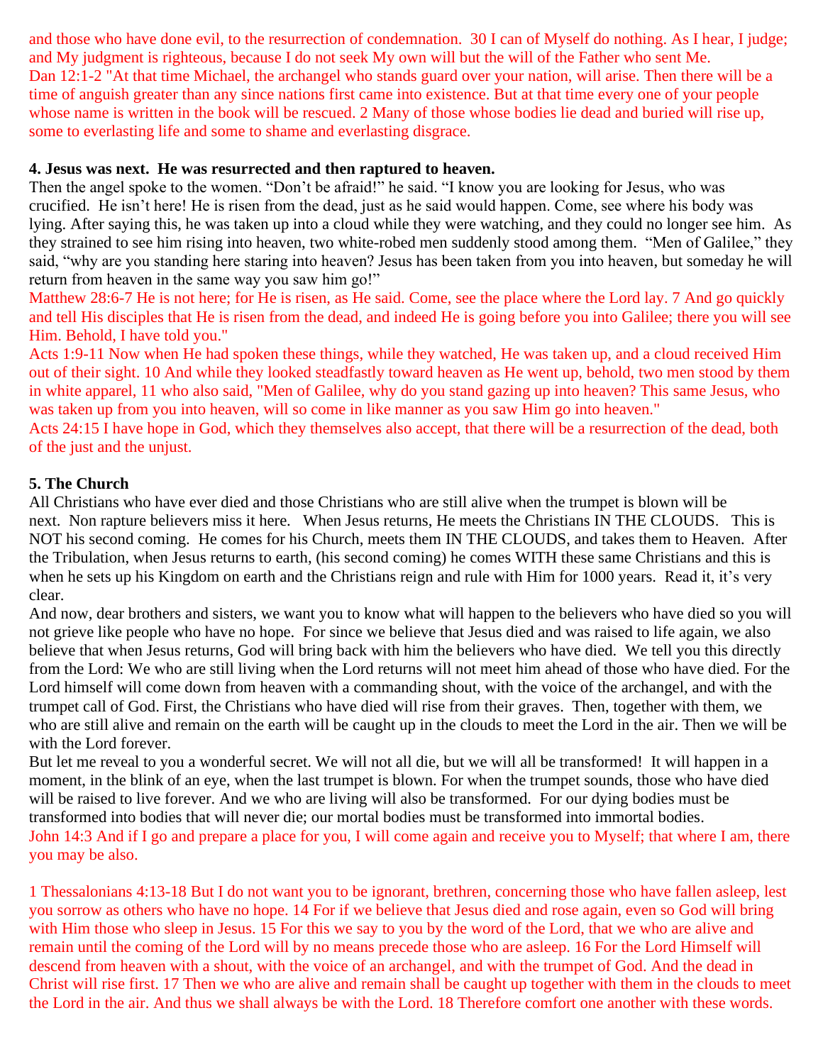and those who have done evil, to the resurrection of condemnation. 30 I can of Myself do nothing. As I hear, I judge; and My judgment is righteous, because I do not seek My own will but the will of the Father who sent Me.
Dan 12:1-2 "At that time Michael, the archangel who stands guard over your nation, will arise. Then there will be a time of anguish greater than any since nations first came into existence. But at that time every one of your people whose name is written in the book will be rescued. 2 Many of those whose bodies lie dead and buried will rise up, some to everlasting life and some to shame and everlasting disgrace.

**4. Jesus was next. He was resurrected and then raptured to heaven.**

Then the angel spoke to the women. "Don't be afraid!" he said. "I know you are looking for Jesus, who was crucified. He isn't here! He is risen from the dead, just as he said would happen. Come, see where his body was lying. After saying this, he was taken up into a cloud while they were watching, and they could no longer see him. As they strained to see him rising into heaven, two white-robed men suddenly stood among them. "Men of Galilee," they said, "why are you standing here staring into heaven? Jesus has been taken from you into heaven, but someday he will return from heaven in the same way you saw him go!"
Matthew 28:6-7 He is not here; for He is risen, as He said. Come, see the place where the Lord lay. 7 And go quickly and tell His disciples that He is risen from the dead, and indeed He is going before you into Galilee; there you will see Him. Behold, I have told you."
Acts 1:9-11 Now when He had spoken these things, while they watched, He was taken up, and a cloud received Him out of their sight. 10 And while they looked steadfastly toward heaven as He went up, behold, two men stood by them in white apparel, 11 who also said, "Men of Galilee, why do you stand gazing up into heaven? This same Jesus, who was taken up from you into heaven, will so come in like manner as you saw Him go into heaven."
Acts 24:15 I have hope in God, which they themselves also accept, that there will be a resurrection of the dead, both of the just and the unjust.

**5. The Church**

All Christians who have ever died and those Christians who are still alive when the trumpet is blown will be next. Non rapture believers miss it here. When Jesus returns, He meets the Christians IN THE CLOUDS. This is NOT his second coming. He comes for his Church, meets them IN THE CLOUDS, and takes them to Heaven. After the Tribulation, when Jesus returns to earth, (his second coming) he comes WITH these same Christians and this is when he sets up his Kingdom on earth and the Christians reign and rule with Him for 1000 years. Read it, it's very clear.
And now, dear brothers and sisters, we want you to know what will happen to the believers who have died so you will not grieve like people who have no hope. For since we believe that Jesus died and was raised to life again, we also believe that when Jesus returns, God will bring back with him the believers who have died. We tell you this directly from the Lord: We who are still living when the Lord returns will not meet him ahead of those who have died. For the Lord himself will come down from heaven with a commanding shout, with the voice of the archangel, and with the trumpet call of God. First, the Christians who have died will rise from their graves. Then, together with them, we who are still alive and remain on the earth will be caught up in the clouds to meet the Lord in the air. Then we will be with the Lord forever.
But let me reveal to you a wonderful secret. We will not all die, but we will all be transformed! It will happen in a moment, in the blink of an eye, when the last trumpet is blown. For when the trumpet sounds, those who have died will be raised to live forever. And we who are living will also be transformed. For our dying bodies must be transformed into bodies that will never die; our mortal bodies must be transformed into immortal bodies.
John 14:3 And if I go and prepare a place for you, I will come again and receive you to Myself; that where I am, there you may be also.

1 Thessalonians 4:13-18 But I do not want you to be ignorant, brethren, concerning those who have fallen asleep, lest you sorrow as others who have no hope. 14 For if we believe that Jesus died and rose again, even so God will bring with Him those who sleep in Jesus. 15 For this we say to you by the word of the Lord, that we who are alive and remain until the coming of the Lord will by no means precede those who are asleep. 16 For the Lord Himself will descend from heaven with a shout, with the voice of an archangel, and with the trumpet of God. And the dead in Christ will rise first. 17 Then we who are alive and remain shall be caught up together with them in the clouds to meet the Lord in the air. And thus we shall always be with the Lord. 18 Therefore comfort one another with these words.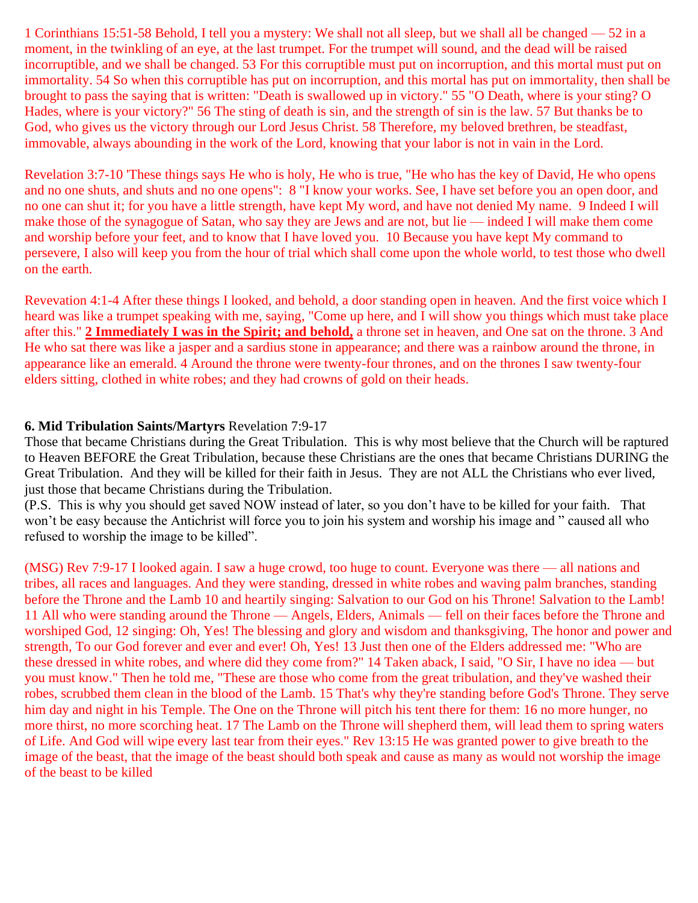1 Corinthians 15:51-58 Behold, I tell you a mystery: We shall not all sleep, but we shall all be changed — 52 in a moment, in the twinkling of an eye, at the last trumpet. For the trumpet will sound, and the dead will be raised incorruptible, and we shall be changed. 53 For this corruptible must put on incorruption, and this mortal must put on immortality. 54 So when this corruptible has put on incorruption, and this mortal has put on immortality, then shall be brought to pass the saying that is written: "Death is swallowed up in victory." 55 "O Death, where is your sting? O Hades, where is your victory?" 56 The sting of death is sin, and the strength of sin is the law. 57 But thanks be to God, who gives us the victory through our Lord Jesus Christ. 58 Therefore, my beloved brethren, be steadfast, immovable, always abounding in the work of the Lord, knowing that your labor is not in vain in the Lord.

Revelation 3:7-10 'These things says He who is holy, He who is true, "He who has the key of David, He who opens and no one shuts, and shuts and no one opens": 8 "I know your works. See, I have set before you an open door, and no one can shut it; for you have a little strength, have kept My word, and have not denied My name. 9 Indeed I will make those of the synagogue of Satan, who say they are Jews and are not, but lie — indeed I will make them come and worship before your feet, and to know that I have loved you. 10 Because you have kept My command to persevere, I also will keep you from the hour of trial which shall come upon the whole world, to test those who dwell on the earth.

Revevation 4:1-4 After these things I looked, and behold, a door standing open in heaven. And the first voice which I heard was like a trumpet speaking with me, saying, "Come up here, and I will show you things which must take place after this." **2 Immediately I was in the Spirit; and behold,** a throne set in heaven, and One sat on the throne. 3 And He who sat there was like a jasper and a sardius stone in appearance; and there was a rainbow around the throne, in appearance like an emerald. 4 Around the throne were twenty-four thrones, and on the thrones I saw twenty-four elders sitting, clothed in white robes; and they had crowns of gold on their heads.

**6. Mid Tribulation Saints/Martyrs** Revelation 7:9-17

Those that became Christians during the Great Tribulation. This is why most believe that the Church will be raptured to Heaven BEFORE the Great Tribulation, because these Christians are the ones that became Christians DURING the Great Tribulation. And they will be killed for their faith in Jesus. They are not ALL the Christians who ever lived, just those that became Christians during the Tribulation.

(P.S. This is why you should get saved NOW instead of later, so you don't have to be killed for your faith. That won't be easy because the Antichrist will force you to join his system and worship his image and " caused all who refused to worship the image to be killed".

(MSG) Rev 7:9-17 I looked again. I saw a huge crowd, too huge to count. Everyone was there — all nations and tribes, all races and languages. And they were standing, dressed in white robes and waving palm branches, standing before the Throne and the Lamb 10 and heartily singing: Salvation to our God on his Throne! Salvation to the Lamb! 11 All who were standing around the Throne — Angels, Elders, Animals — fell on their faces before the Throne and worshiped God, 12 singing: Oh, Yes! The blessing and glory and wisdom and thanksgiving, The honor and power and strength, To our God forever and ever and ever! Oh, Yes! 13 Just then one of the Elders addressed me: "Who are these dressed in white robes, and where did they come from?" 14 Taken aback, I said, "O Sir, I have no idea — but you must know." Then he told me, "These are those who come from the great tribulation, and they've washed their robes, scrubbed them clean in the blood of the Lamb. 15 That's why they're standing before God's Throne. They serve him day and night in his Temple. The One on the Throne will pitch his tent there for them: 16 no more hunger, no more thirst, no more scorching heat. 17 The Lamb on the Throne will shepherd them, will lead them to spring waters of Life. And God will wipe every last tear from their eyes." Rev 13:15 He was granted power to give breath to the image of the beast, that the image of the beast should both speak and cause as many as would not worship the image of the beast to be killed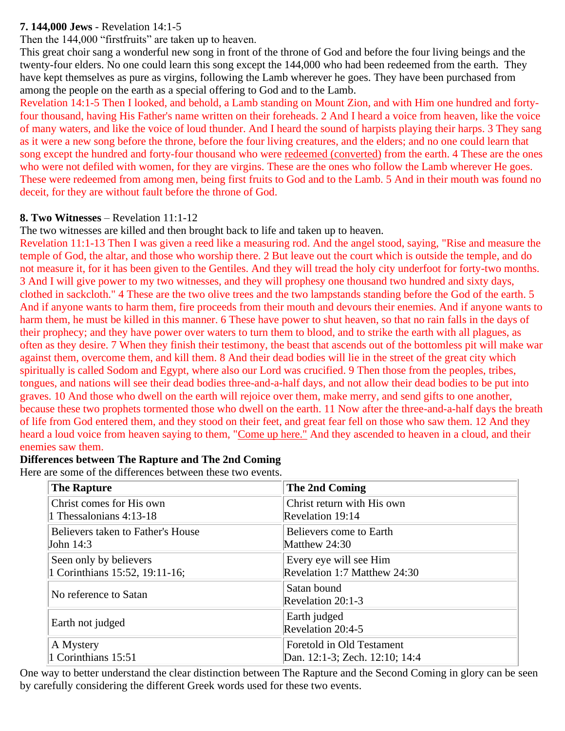**7. 144,000 Jews** - Revelation 14:1-5

Then the 144,000 “firstfruits” are taken up to heaven.

This great choir sang a wonderful new song in front of the throne of God and before the four living beings and the twenty-four elders. No one could learn this song except the 144,000 who had been redeemed from the earth. They have kept themselves as pure as virgins, following the Lamb wherever he goes. They have been purchased from among the people on the earth as a special offering to God and to the Lamb.

Revelation 14:1-5 Then I looked, and behold, a Lamb standing on Mount Zion, and with Him one hundred and forty-four thousand, having His Father's name written on their foreheads. 2 And I heard a voice from heaven, like the voice of many waters, and like the voice of loud thunder. And I heard the sound of harpists playing their harps. 3 They sang as it were a new song before the throne, before the four living creatures, and the elders; and no one could learn that song except the hundred and forty-four thousand who were redeemed (converted) from the earth. 4 These are the ones who were not defiled with women, for they are virgins. These are the ones who follow the Lamb wherever He goes. These were redeemed from among men, being first fruits to God and to the Lamb. 5 And in their mouth was found no deceit, for they are without fault before the throne of God.

**8. Two Witnesses** – Revelation 11:1-12

The two witnesses are killed and then brought back to life and taken up to heaven.

Revelation 11:1-13 Then I was given a reed like a measuring rod. And the angel stood, saying, "Rise and measure the temple of God, the altar, and those who worship there. 2 But leave out the court which is outside the temple, and do not measure it, for it has been given to the Gentiles. And they will tread the holy city underfoot for forty-two months. 3 And I will give power to my two witnesses, and they will prophesy one thousand two hundred and sixty days, clothed in sackcloth." 4 These are the two olive trees and the two lampstands standing before the God of the earth. 5 And if anyone wants to harm them, fire proceeds from their mouth and devours their enemies. And if anyone wants to harm them, he must be killed in this manner. 6 These have power to shut heaven, so that no rain falls in the days of their prophecy; and they have power over waters to turn them to blood, and to strike the earth with all plagues, as often as they desire. 7 When they finish their testimony, the beast that ascends out of the bottomless pit will make war against them, overcome them, and kill them. 8 And their dead bodies will lie in the street of the great city which spiritually is called Sodom and Egypt, where also our Lord was crucified. 9 Then those from the peoples, tribes, tongues, and nations will see their dead bodies three-and-a-half days, and not allow their dead bodies to be put into graves. 10 And those who dwell on the earth will rejoice over them, make merry, and send gifts to one another, because these two prophets tormented those who dwell on the earth. 11 Now after the three-and-a-half days the breath of life from God entered them, and they stood on their feet, and great fear fell on those who saw them. 12 And they heard a loud voice from heaven saying to them, "Come up here." And they ascended to heaven in a cloud, and their enemies saw them.

**Differences between The Rapture and The 2nd Coming**

Here are some of the differences between these two events.

| **The Rapture** | **The 2nd Coming** |
|---|---|
| Christ comes for His own<br>1 Thessalonians 4:13-18 | Christ return with His own<br>Revelation 19:14 |
| Believers taken to Father's House<br>John 14:3 | Believers come to Earth<br>Matthew 24:30 |
| Seen only by believers<br>1 Corinthians 15:52, 19:11-16; | Every eye will see Him<br>Revelation 1:7 Matthew 24:30 |
| No reference to Satan | Satan bound<br>Revelation 20:1-3 |
| Earth not judged | Earth judged<br>Revelation 20:4-5 |
| A Mystery<br>1 Corinthians 15:51 | Foretold in Old Testament<br>Dan. 12:1-3; Zech. 12:10; 14:4 |

One way to better understand the clear distinction between The Rapture and the Second Coming in glory can be seen by carefully considering the different Greek words used for these two events.